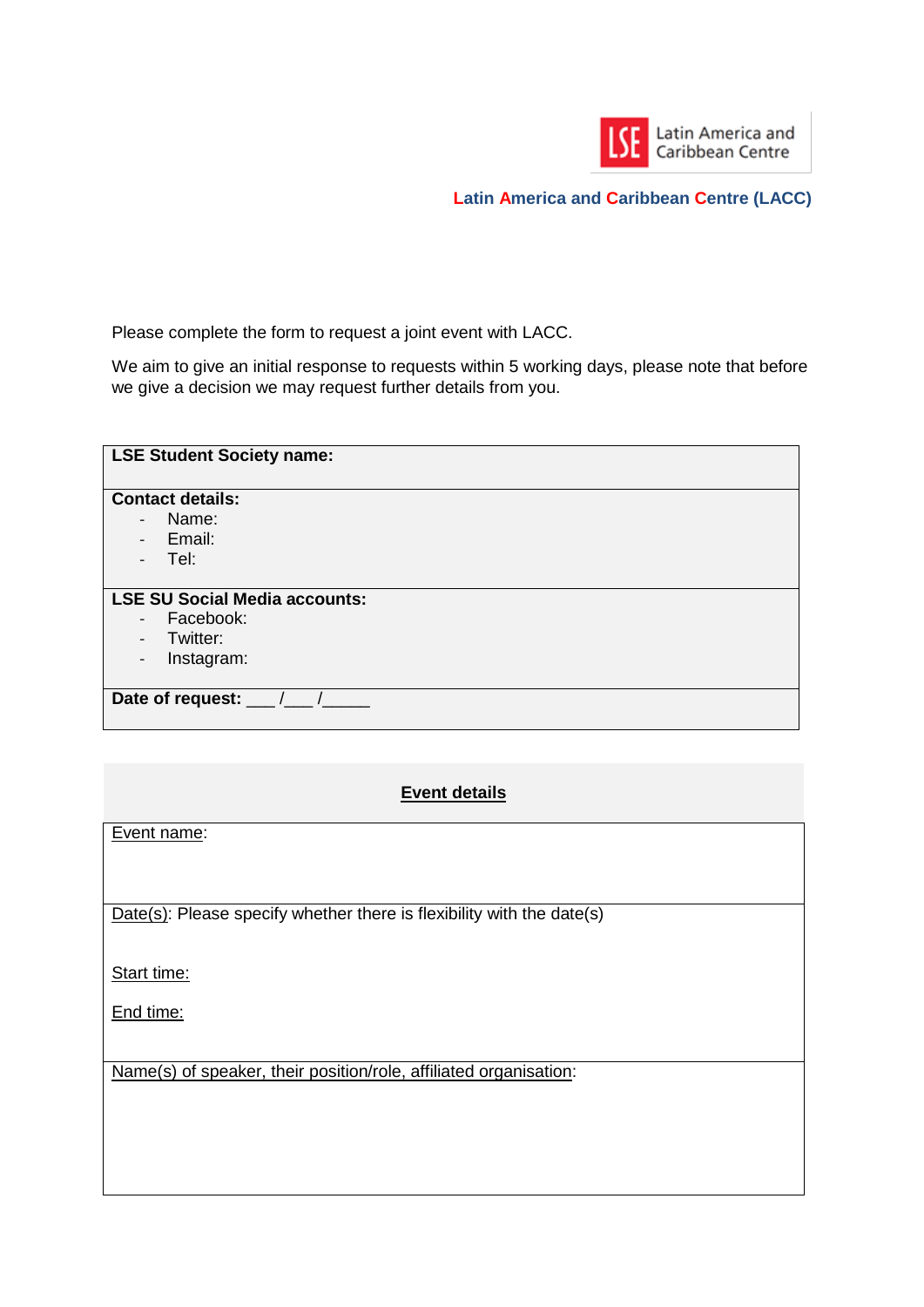LSE Latin America and Caribbean Centre

**Latin America and Caribbean Centre (LACC)**

Please complete the form to request a joint event with LACC.

We aim to give an initial response to requests within 5 working days, please note that before we give a decision we may request further details from you.

| **LSE Student Society name:** |
|---|
| **Contact details:**<br>- Name:<br>- Email:<br>- Tel: |
| **LSE SU Social Media accounts:**<br>- Facebook:<br>- Twitter:<br>- Instagram: |
| **Date of request:** ___ /___ /_____ |

| **Event details** |
|---|
| Event name: |
| Date(s): Please specify whether there is flexibility with the date(s)<br><br>Start time:<br><br>End time: |
| Name(s) of speaker, their position/role, affiliated organisation: |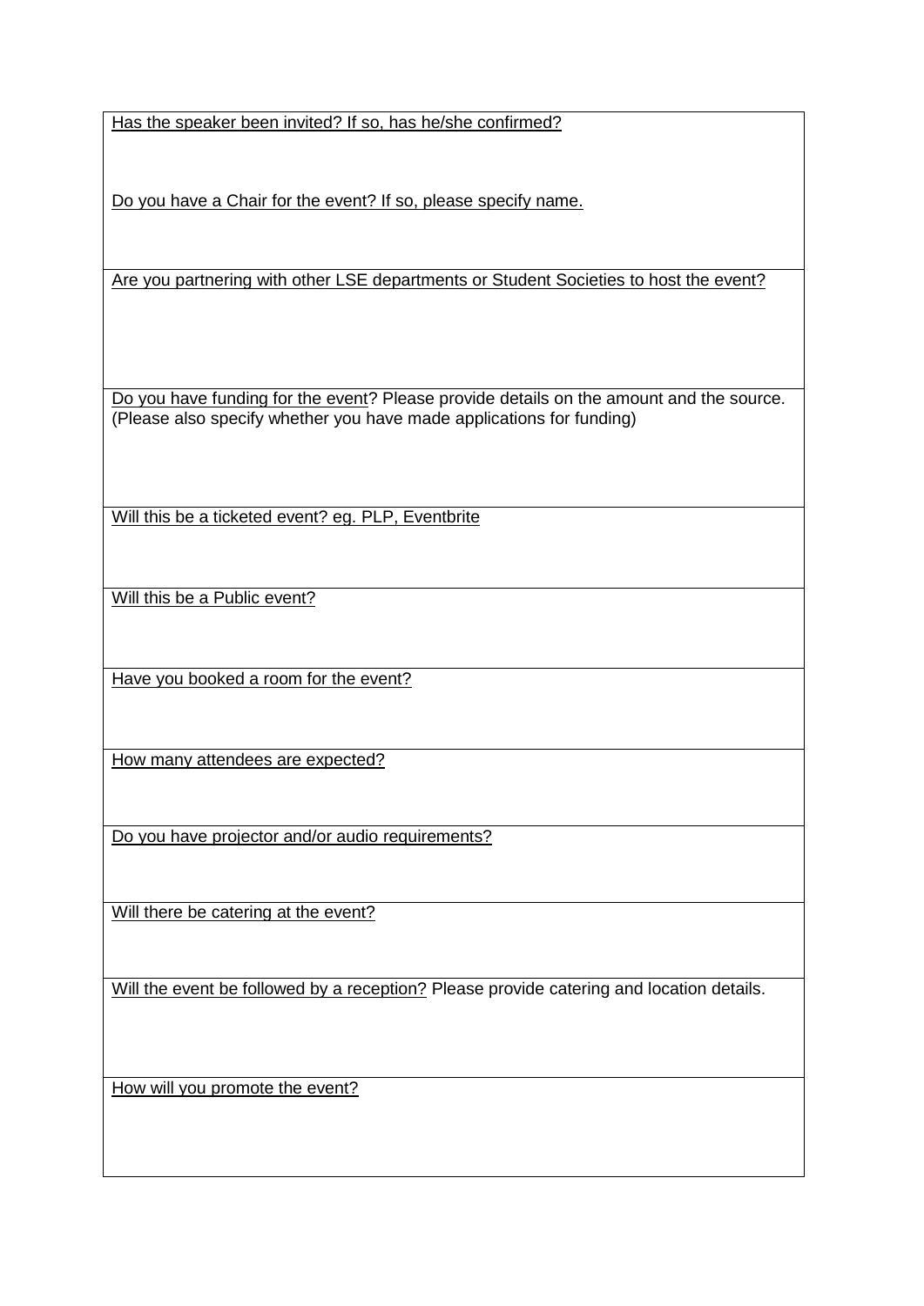| |
|---|
| Has the speaker been invited? If so, has he/she confirmed?<br><br>Do you have a Chair for the event? If so, please specify name. |
| Are you partnering with other LSE departments or Student Societies to host the event? |
| Do you have funding for the event? Please provide details on the amount and the source. (Please also specify whether you have made applications for funding) |
| Will this be a ticketed event? eg. PLP, Eventbrite |
| Will this be a Public event? |
| Have you booked a room for the event? |
| How many attendees are expected? |
| Do you have projector and/or audio requirements? |
| Will there be catering at the event? |
| Will the event be followed by a reception? Please provide catering and location details. |
| How will you promote the event? |